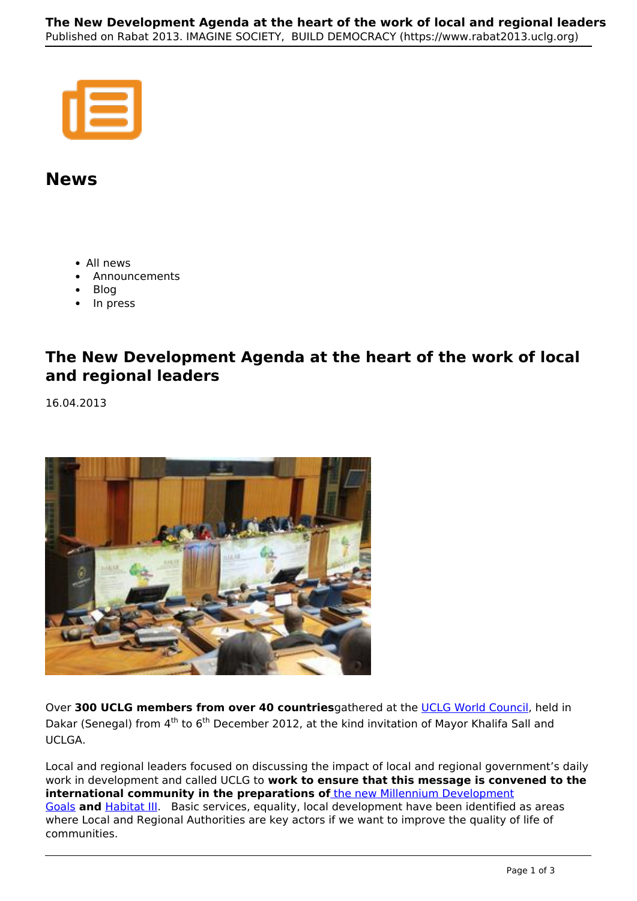# News

- All news
- Announcements
- Blog
- In press

## The New Development Agenda at the heart of the work of local and regional leaders

16.04.2013

Over **300 UCLG members from over 40 countries**gathered at the UCLG World Council, held in Dakar (Senegal) from 4th to 6th December 2012, at the kind invitation of Mayor Khalifa Sall and UCLGA.

Local and regional leaders focused on discussing the impact of local and regional government's daily work in development and called UCLG to **work to ensure that this message is convened to the international community in the preparations of** the new Millennium Development Goals **and** Habitat III. Basic services, equality, local development have been identified as areas where Local and Regional Authorities are key actors if we want to improve the quality of life of communities.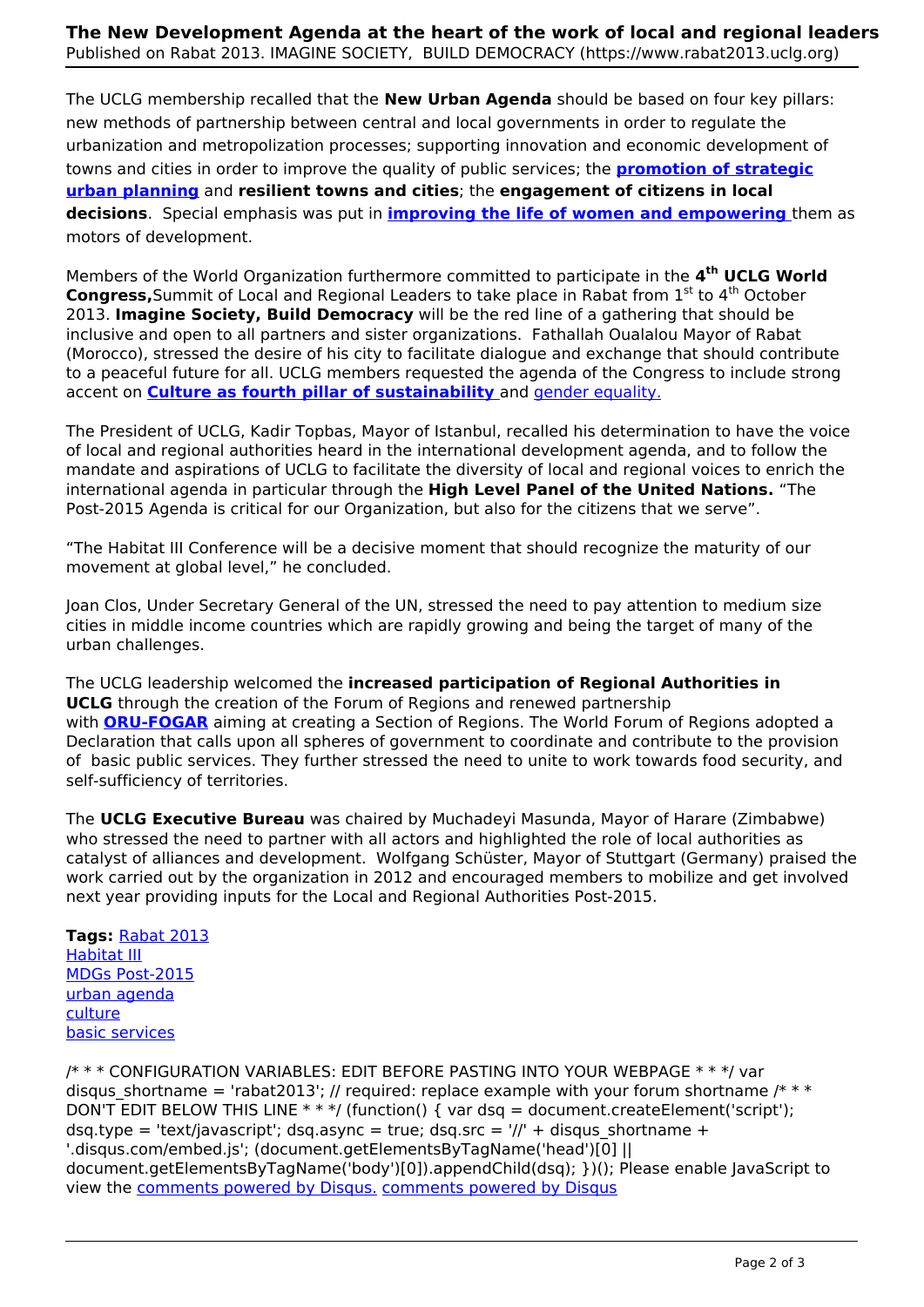The UCLG membership recalled that the **New Urban Agenda** should be based on four key pillars: new methods of partnership between central and local governments in order to regulate the urbanization and metropolization processes; supporting innovation and economic development of towns and cities in order to improve the quality of public services; the **promotion of strategic urban planning** and **resilient towns and cities**; the **engagement of citizens in local decisions**. Special emphasis was put in **improving the life of women and empowering** them as motors of development.

Members of the World Organization furthermore committed to participate in the **4th UCLG World Congress,** Summit of Local and Regional Leaders to take place in Rabat from 1st to 4th October 2013. **Imagine Society, Build Democracy** will be the red line of a gathering that should be inclusive and open to all partners and sister organizations. Fathallah Oualalou Mayor of Rabat (Morocco), stressed the desire of his city to facilitate dialogue and exchange that should contribute to a peaceful future for all. UCLG members requested the agenda of the Congress to include strong accent on **Culture as fourth pillar of sustainability** and gender equality.

The President of UCLG, Kadir Topbas, Mayor of Istanbul, recalled his determination to have the voice of local and regional authorities heard in the international development agenda, and to follow the mandate and aspirations of UCLG to facilitate the diversity of local and regional voices to enrich the international agenda in particular through the **High Level Panel of the United Nations.** "The Post-2015 Agenda is critical for our Organization, but also for the citizens that we serve".

"The Habitat III Conference will be a decisive moment that should recognize the maturity of our movement at global level," he concluded.

Joan Clos, Under Secretary General of the UN, stressed the need to pay attention to medium size cities in middle income countries which are rapidly growing and being the target of many of the urban challenges.

The UCLG leadership welcomed the **increased participation of Regional Authorities in UCLG** through the creation of the Forum of Regions and renewed partnership with **ORU-FOGAR** aiming at creating a Section of Regions. The World Forum of Regions adopted a Declaration that calls upon all spheres of government to coordinate and contribute to the provision of basic public services. They further stressed the need to unite to work towards food security, and self-sufficiency of territories.

The **UCLG Executive Bureau** was chaired by Muchadeyi Masunda, Mayor of Harare (Zimbabwe) who stressed the need to partner with all actors and highlighted the role of local authorities as catalyst of alliances and development. Wolfgang Schüster, Mayor of Stuttgart (Germany) praised the work carried out by the organization in 2012 and encouraged members to mobilize and get involved next year providing inputs for the Local and Regional Authorities Post-2015.

**Tags:** Rabat 2013
Habitat III
MDGs Post-2015
urban agenda
culture
basic services

/* * * CONFIGURATION VARIABLES: EDIT BEFORE PASTING INTO YOUR WEBPAGE * * */ var disqus_shortname = 'rabat2013'; // required: replace example with your forum shortname /* * * DON'T EDIT BELOW THIS LINE * * */ (function() { var dsq = document.createElement('script'); dsq.type = 'text/javascript'; dsq.async = true; dsq.src = '//' + disqus_shortname + '.disqus.com/embed.js'; (document.getElementsByTagName('head')[0] || document.getElementsByTagName('body')[0]).appendChild(dsq); })(); Please enable JavaScript to view the comments powered by Disqus. comments powered by Disqus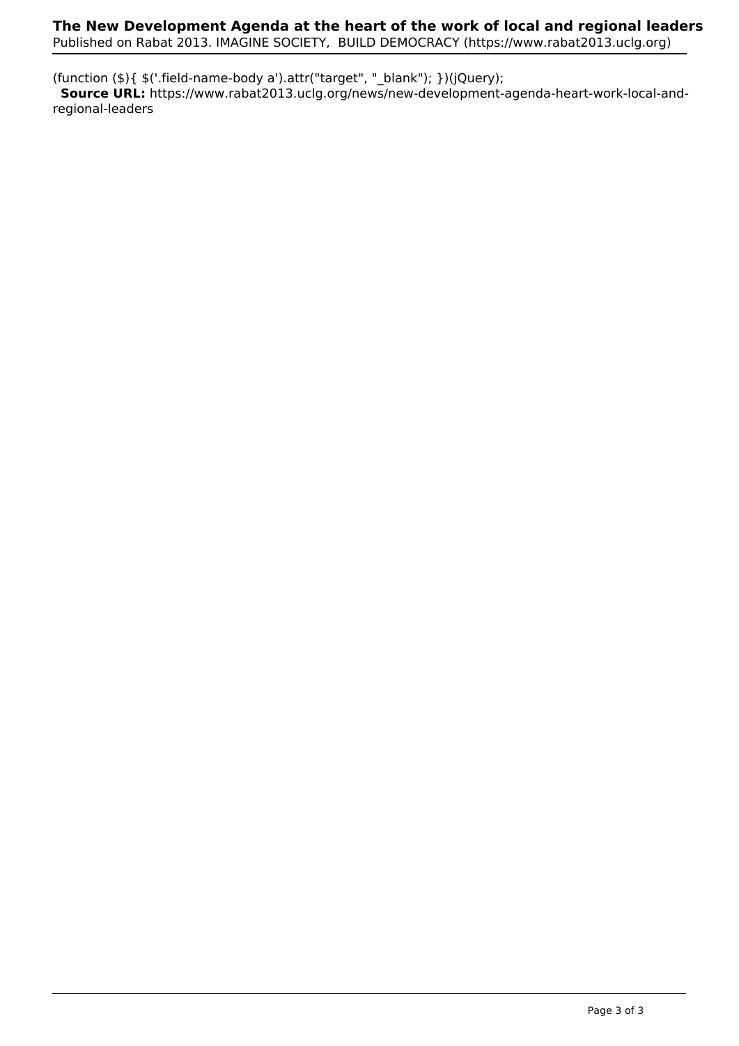(function ($){ $('.field-name-body a').attr("target", "_blank"); })(jQuery);

**Source URL:** https://www.rabat2013.uclg.org/news/new-development-agenda-heart-work-local-and-regional-leaders